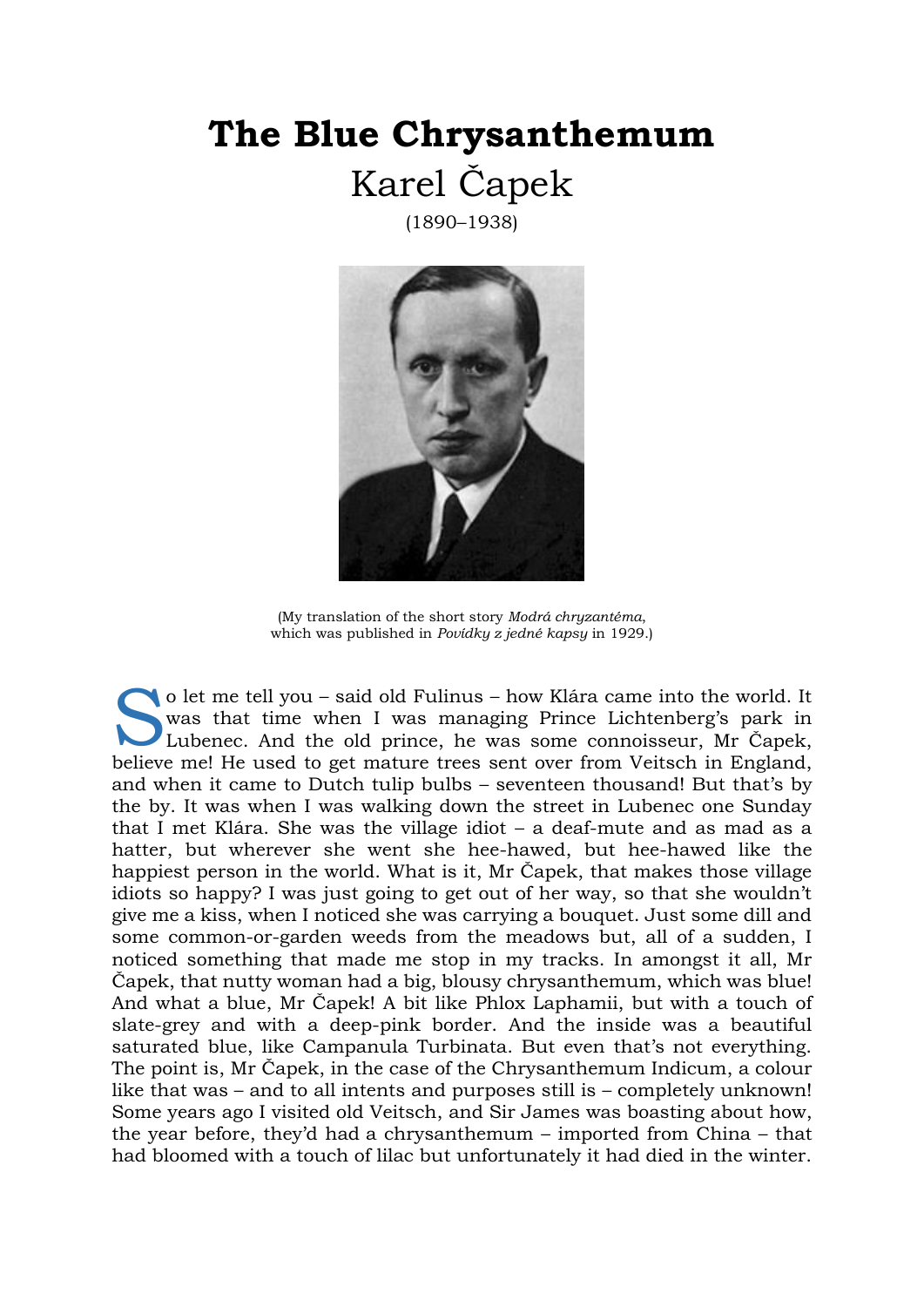# The Blue Chrysanthemum

## Karel Čapek

(1890–1938)

(My translation of the short story *Modrá chryzantéma*, which was published in *Povídky z jedné kapsy* in 1929.)

So let me tell you – said old Fulinus – how Klára came into the world. It was that time when I was managing Prince Lichtenberg's park in Lubenec. And the old prince, he was some connoisseur, Mr Čapek, believe me! He used to get mature trees sent over from Veitsch in England, and when it came to Dutch tulip bulbs – seventeen thousand! But that's by the by. It was when I was walking down the street in Lubenec one Sunday that I met Klára. She was the village idiot – a deaf-mute and as mad as a hatter, but wherever she went she hee-hawed, but hee-hawed like the happiest person in the world. What is it, Mr Čapek, that makes those village idiots so happy? I was just going to get out of her way, so that she wouldn't give me a kiss, when I noticed she was carrying a bouquet. Just some dill and some common-or-garden weeds from the meadows but, all of a sudden, I noticed something that made me stop in my tracks. In amongst it all, Mr Čapek, that nutty woman had a big, blousy chrysanthemum, which was blue! And what a blue, Mr Čapek! A bit like Phlox Laphamii, but with a touch of slate-grey and with a deep-pink border. And the inside was a beautiful saturated blue, like Campanula Turbinata. But even that's not everything. The point is, Mr Čapek, in the case of the Chrysanthemum Indicum, a colour like that was – and to all intents and purposes still is – completely unknown! Some years ago I visited old Veitsch, and Sir James was boasting about how, the year before, they'd had a chrysanthemum – imported from China – that had bloomed with a touch of lilac but unfortunately it had died in the winter.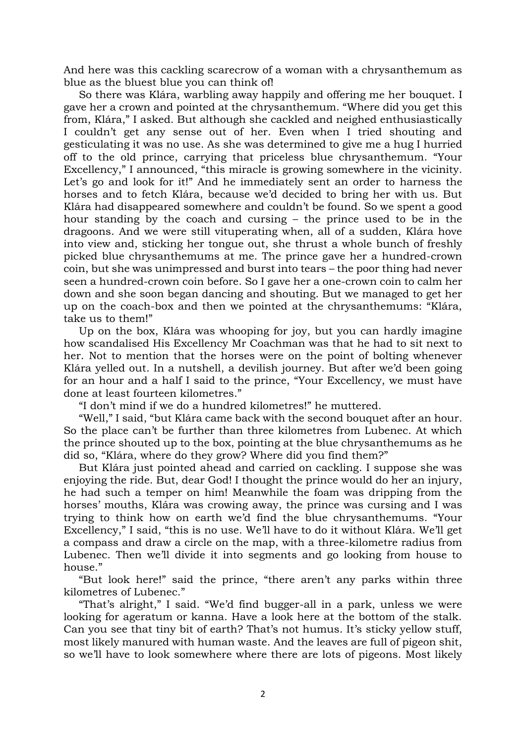And here was this cackling scarecrow of a woman with a chrysanthemum as blue as the bluest blue you can think of!

So there was Klára, warbling away happily and offering me her bouquet. I gave her a crown and pointed at the chrysanthemum. "Where did you get this from, Klára," I asked. But although she cackled and neighed enthusiastically I couldn't get any sense out of her. Even when I tried shouting and gesticulating it was no use. As she was determined to give me a hug I hurried off to the old prince, carrying that priceless blue chrysanthemum. "Your Excellency," I announced, "this miracle is growing somewhere in the vicinity. Let's go and look for it!" And he immediately sent an order to harness the horses and to fetch Klára, because we'd decided to bring her with us. But Klára had disappeared somewhere and couldn't be found. So we spent a good hour standing by the coach and cursing – the prince used to be in the dragoons. And we were still vituperating when, all of a sudden, Klára hove into view and, sticking her tongue out, she thrust a whole bunch of freshly picked blue chrysanthemums at me. The prince gave her a hundred-crown coin, but she was unimpressed and burst into tears – the poor thing had never seen a hundred-crown coin before. So I gave her a one-crown coin to calm her down and she soon began dancing and shouting. But we managed to get her up on the coach-box and then we pointed at the chrysanthemums: "Klára, take us to them!"

Up on the box, Klára was whooping for joy, but you can hardly imagine how scandalised His Excellency Mr Coachman was that he had to sit next to her. Not to mention that the horses were on the point of bolting whenever Klára yelled out. In a nutshell, a devilish journey. But after we'd been going for an hour and a half I said to the prince, "Your Excellency, we must have done at least fourteen kilometres."

"I don't mind if we do a hundred kilometres!" he muttered.

"Well," I said, "but Klára came back with the second bouquet after an hour. So the place can't be further than three kilometres from Lubenec. At which the prince shouted up to the box, pointing at the blue chrysanthemums as he did so, "Klára, where do they grow? Where did you find them?"

But Klára just pointed ahead and carried on cackling. I suppose she was enjoying the ride. But, dear God! I thought the prince would do her an injury, he had such a temper on him! Meanwhile the foam was dripping from the horses' mouths, Klára was crowing away, the prince was cursing and I was trying to think how on earth we'd find the blue chrysanthemums. "Your Excellency," I said, "this is no use. We'll have to do it without Klára. We'll get a compass and draw a circle on the map, with a three-kilometre radius from Lubenec. Then we'll divide it into segments and go looking from house to house."

"But look here!" said the prince, "there aren't any parks within three kilometres of Lubenec."

"That's alright," I said. "We'd find bugger-all in a park, unless we were looking for ageratum or kanna. Have a look here at the bottom of the stalk. Can you see that tiny bit of earth? That's not humus. It's sticky yellow stuff, most likely manured with human waste. And the leaves are full of pigeon shit, so we'll have to look somewhere where there are lots of pigeons. Most likely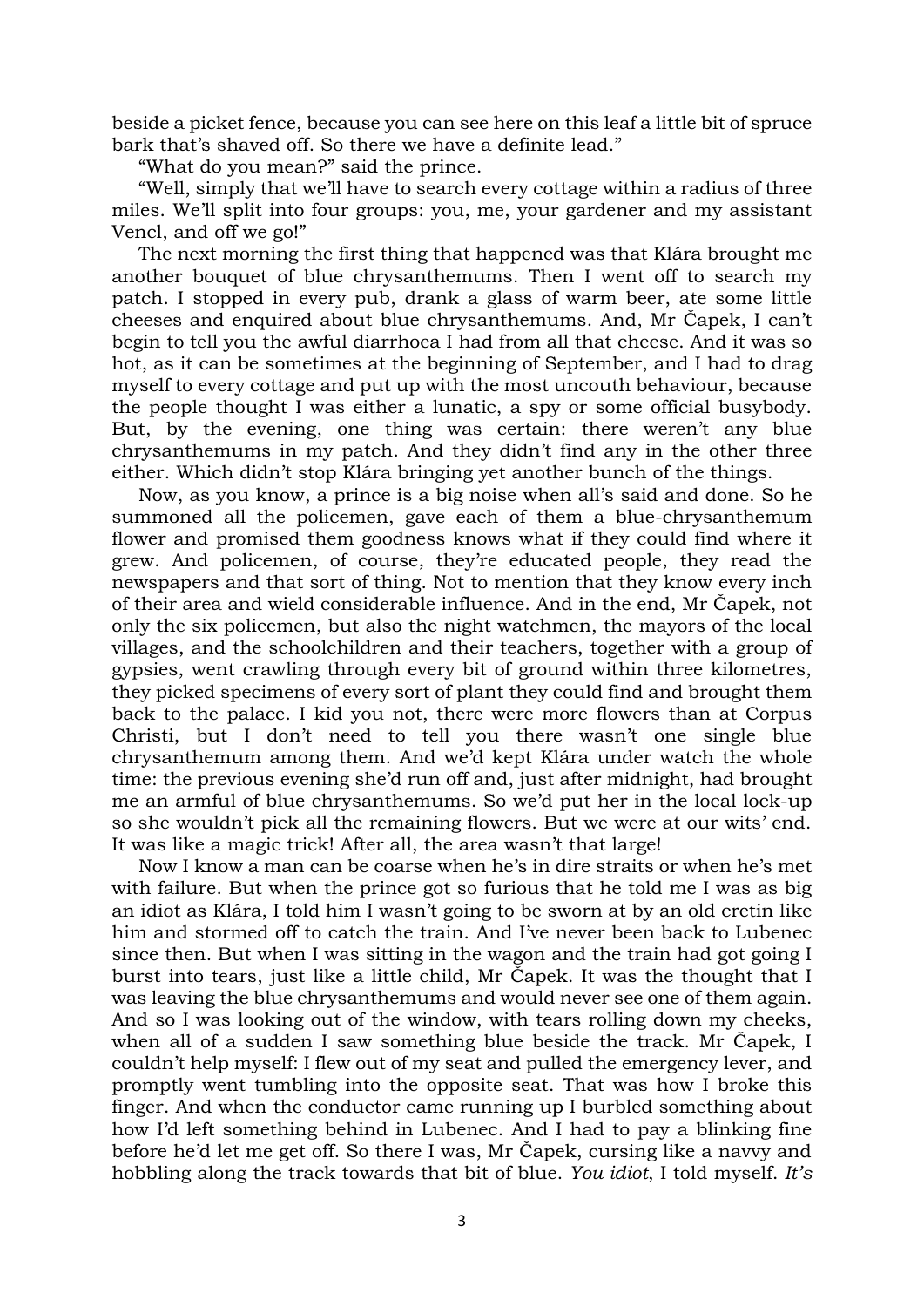beside a picket fence, because you can see here on this leaf a little bit of spruce bark that's shaved off. So there we have a definite lead."

"What do you mean?" said the prince.

"Well, simply that we'll have to search every cottage within a radius of three miles. We'll split into four groups: you, me, your gardener and my assistant Vencl, and off we go!"

The next morning the first thing that happened was that Klára brought me another bouquet of blue chrysanthemums. Then I went off to search my patch. I stopped in every pub, drank a glass of warm beer, ate some little cheeses and enquired about blue chrysanthemums. And, Mr Čapek, I can't begin to tell you the awful diarrhoea I had from all that cheese. And it was so hot, as it can be sometimes at the beginning of September, and I had to drag myself to every cottage and put up with the most uncouth behaviour, because the people thought I was either a lunatic, a spy or some official busybody. But, by the evening, one thing was certain: there weren't any blue chrysanthemums in my patch. And they didn't find any in the other three either. Which didn't stop Klára bringing yet another bunch of the things.

Now, as you know, a prince is a big noise when all's said and done. So he summoned all the policemen, gave each of them a blue-chrysanthemum flower and promised them goodness knows what if they could find where it grew. And policemen, of course, they're educated people, they read the newspapers and that sort of thing. Not to mention that they know every inch of their area and wield considerable influence. And in the end, Mr Čapek, not only the six policemen, but also the night watchmen, the mayors of the local villages, and the schoolchildren and their teachers, together with a group of gypsies, went crawling through every bit of ground within three kilometres, they picked specimens of every sort of plant they could find and brought them back to the palace. I kid you not, there were more flowers than at Corpus Christi, but I don't need to tell you there wasn't one single blue chrysanthemum among them. And we'd kept Klára under watch the whole time: the previous evening she'd run off and, just after midnight, had brought me an armful of blue chrysanthemums. So we'd put her in the local lock-up so she wouldn't pick all the remaining flowers. But we were at our wits' end. It was like a magic trick! After all, the area wasn't that large!

Now I know a man can be coarse when he's in dire straits or when he's met with failure. But when the prince got so furious that he told me I was as big an idiot as Klára, I told him I wasn't going to be sworn at by an old cretin like him and stormed off to catch the train. And I've never been back to Lubenec since then. But when I was sitting in the wagon and the train had got going I burst into tears, just like a little child, Mr Čapek. It was the thought that I was leaving the blue chrysanthemums and would never see one of them again. And so I was looking out of the window, with tears rolling down my cheeks, when all of a sudden I saw something blue beside the track. Mr Čapek, I couldn't help myself: I flew out of my seat and pulled the emergency lever, and promptly went tumbling into the opposite seat. That was how I broke this finger. And when the conductor came running up I burbled something about how I'd left something behind in Lubenec. And I had to pay a blinking fine before he'd let me get off. So there I was, Mr Čapek, cursing like a navvy and hobbling along the track towards that bit of blue. *You idiot*, I told myself. *It's*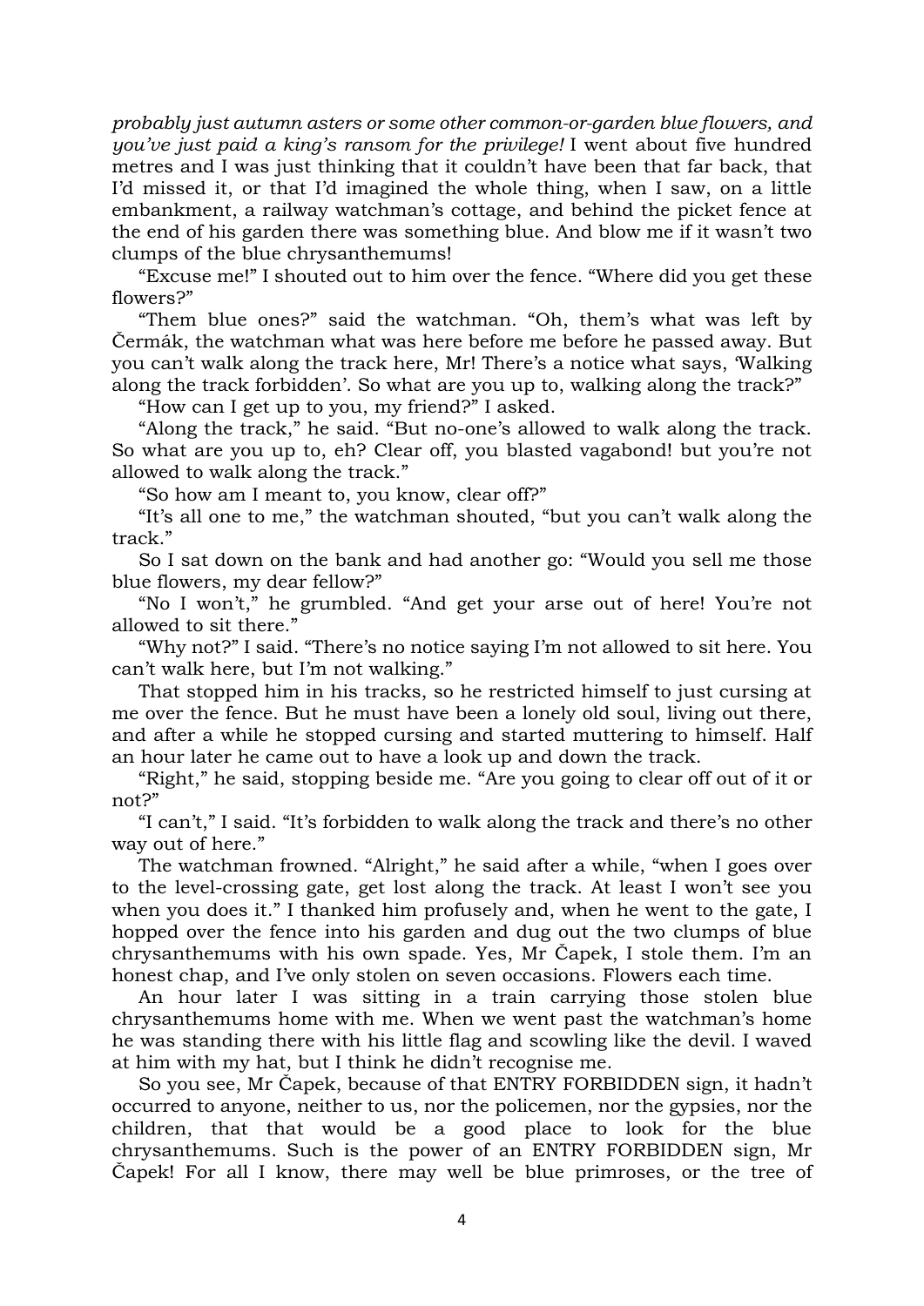*probably just autumn asters or some other common-or-garden blue flowers, and you've just paid a king's ransom for the privilege!* I went about five hundred metres and I was just thinking that it couldn't have been that far back, that I'd missed it, or that I'd imagined the whole thing, when I saw, on a little embankment, a railway watchman's cottage, and behind the picket fence at the end of his garden there was something blue. And blow me if it wasn't two clumps of the blue chrysanthemums!

"Excuse me!" I shouted out to him over the fence. "Where did you get these flowers?"

"Them blue ones?" said the watchman. "Oh, them's what was left by Čermák, the watchman what was here before me before he passed away. But you can't walk along the track here, Mr! There's a notice what says, 'Walking along the track forbidden'. So what are you up to, walking along the track?"

"How can I get up to you, my friend?" I asked.

"Along the track," he said. "But no-one's allowed to walk along the track. So what are you up to, eh? Clear off, you blasted vagabond! but you're not allowed to walk along the track."

"So how am I meant to, you know, clear off?"

"It's all one to me," the watchman shouted, "but you can't walk along the track."

So I sat down on the bank and had another go: "Would you sell me those blue flowers, my dear fellow?"

"No I won't," he grumbled. "And get your arse out of here! You're not allowed to sit there."

"Why not?" I said. "There's no notice saying I'm not allowed to sit here. You can't walk here, but I'm not walking."

That stopped him in his tracks, so he restricted himself to just cursing at me over the fence. But he must have been a lonely old soul, living out there, and after a while he stopped cursing and started muttering to himself. Half an hour later he came out to have a look up and down the track.

"Right," he said, stopping beside me. "Are you going to clear off out of it or not?"

"I can't," I said. "It's forbidden to walk along the track and there's no other way out of here."

The watchman frowned. "Alright," he said after a while, "when I goes over to the level-crossing gate, get lost along the track. At least I won't see you when you does it." I thanked him profusely and, when he went to the gate, I hopped over the fence into his garden and dug out the two clumps of blue chrysanthemums with his own spade. Yes, Mr Čapek, I stole them. I'm an honest chap, and I've only stolen on seven occasions. Flowers each time.

An hour later I was sitting in a train carrying those stolen blue chrysanthemums home with me. When we went past the watchman's home he was standing there with his little flag and scowling like the devil. I waved at him with my hat, but I think he didn't recognise me.

So you see, Mr Čapek, because of that ENTRY FORBIDDEN sign, it hadn't occurred to anyone, neither to us, nor the policemen, nor the gypsies, nor the children, that that would be a good place to look for the blue chrysanthemums. Such is the power of an ENTRY FORBIDDEN sign, Mr Čapek! For all I know, there may well be blue primroses, or the tree of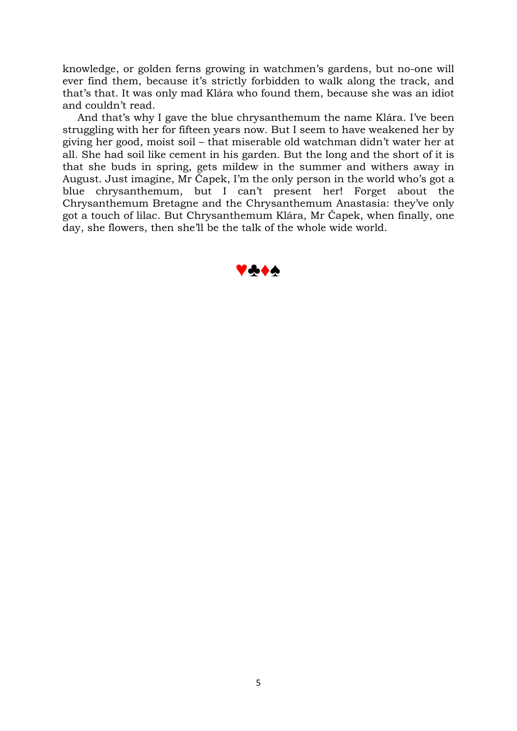knowledge, or golden ferns growing in watchmen's gardens, but no-one will ever find them, because it's strictly forbidden to walk along the track, and that's that. It was only mad Klára who found them, because she was an idiot and couldn't read.

And that's why I gave the blue chrysanthemum the name Klára. I've been struggling with her for fifteen years now. But I seem to have weakened her by giving her good, moist soil – that miserable old watchman didn't water her at all. She had soil like cement in his garden. But the long and the short of it is that she buds in spring, gets mildew in the summer and withers away in August. Just imagine, Mr Čapek, I'm the only person in the world who's got a blue chrysanthemum, but I can't present her! Forget about the Chrysanthemum Bretagne and the Chrysanthemum Anastasia: they've only got a touch of lilac. But Chrysanthemum Klára, Mr Čapek, when finally, one day, she flowers, then she'll be the talk of the whole wide world.

♥♣♦♠